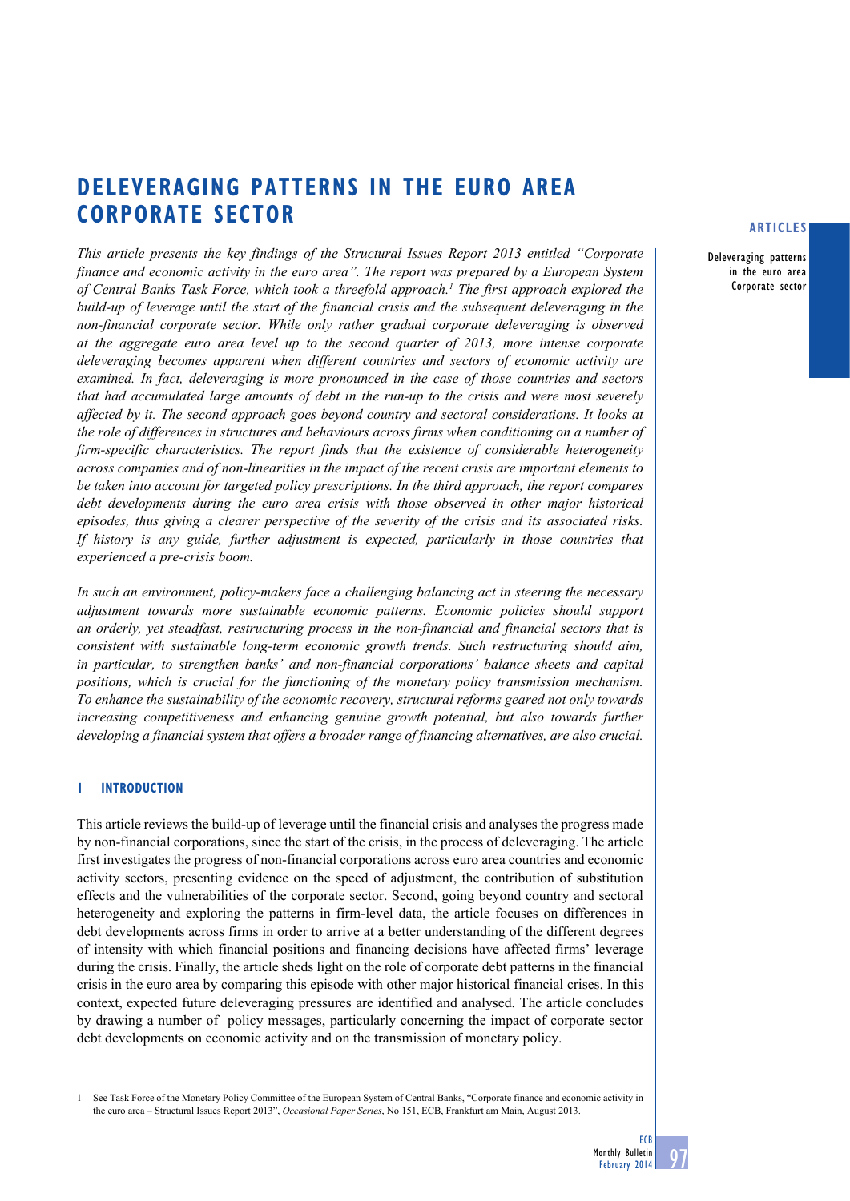# DELEVERAGING PATTERNS IN THE EURO AREA CORPORATE SECTOR

*This article presents the key findings of the Structural Issues Report 2013 entitled "Corporate finance and economic activity in the euro area". The report was prepared by a European System of Central Banks Task Force, which took a threefold approach.[1] The first approach explored the build-up of leverage until the start of the financial crisis and the subsequent deleveraging in the non-financial corporate sector. While only rather gradual corporate deleveraging is observed at the aggregate euro area level up to the second quarter of 2013, more intense corporate deleveraging becomes apparent when different countries and sectors of economic activity are examined. In fact, deleveraging is more pronounced in the case of those countries and sectors that had accumulated large amounts of debt in the run-up to the crisis and were most severely affected by it. The second approach goes beyond country and sectoral considerations. It looks at the role of differences in structures and behaviours across firms when conditioning on a number of firm-specific characteristics. The report finds that the existence of considerable heterogeneity across companies and of non-linearities in the impact of the recent crisis are important elements to be taken into account for targeted policy prescriptions. In the third approach, the report compares debt developments during the euro area crisis with those observed in other major historical episodes, thus giving a clearer perspective of the severity of the crisis and its associated risks. If history is any guide, further adjustment is expected, particularly in those countries that experienced a pre-crisis boom.*

*In such an environment, policy-makers face a challenging balancing act in steering the necessary adjustment towards more sustainable economic patterns. Economic policies should support an orderly, yet steadfast, restructuring process in the non-financial and financial sectors that is consistent with sustainable long-term economic growth trends. Such restructuring should aim, in particular, to strengthen banks' and non-financial corporations' balance sheets and capital positions, which is crucial for the functioning of the monetary policy transmission mechanism. To enhance the sustainability of the economic recovery, structural reforms geared not only towards increasing competitiveness and enhancing genuine growth potential, but also towards further developing a financial system that offers a broader range of financing alternatives, are also crucial.*

## 1 INTRODUCTION

This article reviews the build-up of leverage until the financial crisis and analyses the progress made by non-financial corporations, since the start of the crisis, in the process of deleveraging. The article first investigates the progress of non-financial corporations across euro area countries and economic activity sectors, presenting evidence on the speed of adjustment, the contribution of substitution effects and the vulnerabilities of the corporate sector. Second, going beyond country and sectoral heterogeneity and exploring the patterns in firm-level data, the article focuses on differences in debt developments across firms in order to arrive at a better understanding of the different degrees of intensity with which financial positions and financing decisions have affected firms' leverage during the crisis. Finally, the article sheds light on the role of corporate debt patterns in the financial crisis in the euro area by comparing this episode with other major historical financial crises. In this context, expected future deleveraging pressures are identified and analysed. The article concludes by drawing a number of policy messages, particularly concerning the impact of corporate sector debt developments on economic activity and on the transmission of monetary policy.

1 See Task Force of the Monetary Policy Committee of the European System of Central Banks, "Corporate finance and economic activity in the euro area – Structural Issues Report 2013", *Occasional Paper Series*, No 151, ECB, Frankfurt am Main, August 2013.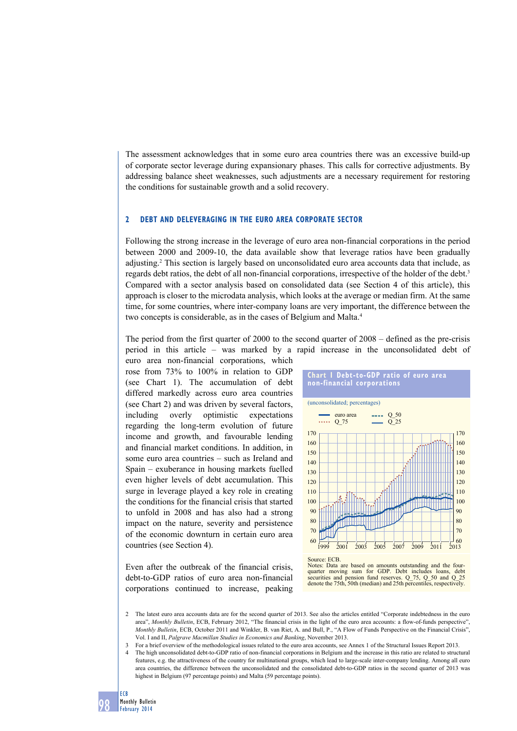The assessment acknowledges that in some euro area countries there was an excessive build-up of corporate sector leverage during expansionary phases. This calls for corrective adjustments. By addressing balance sheet weaknesses, such adjustments are a necessary requirement for restoring the conditions for sustainable growth and a solid recovery.

## 2 DEBT AND DELEVERAGING IN THE EURO AREA CORPORATE SECTOR

Following the strong increase in the leverage of euro area non-financial corporations in the period between 2000 and 2009-10, the data available show that leverage ratios have been gradually adjusting.[2] This section is largely based on unconsolidated euro area accounts data that include, as regards debt ratios, the debt of all non-financial corporations, irrespective of the holder of the debt.[3] Compared with a sector analysis based on consolidated data (see Section 4 of this article), this approach is closer to the microdata analysis, which looks at the average or median firm. At the same time, for some countries, where inter-company loans are very important, the difference between the two concepts is considerable, as in the cases of Belgium and Malta.[4]

The period from the first quarter of 2000 to the second quarter of 2008 – defined as the pre-crisis period in this article – was marked by a rapid increase in the unconsolidated debt of euro area non-financial corporations, which rose from 73% to 100% in relation to GDP (see Chart 1). The accumulation of debt differed markedly across euro area countries (see Chart 2) and was driven by several factors, including overly optimistic expectations regarding the long-term evolution of future income and growth, and favourable lending and financial market conditions. In addition, in some euro area countries – such as Ireland and Spain – exuberance in housing markets fuelled even higher levels of debt accumulation. This surge in leverage played a key role in creating the conditions for the financial crisis that started to unfold in 2008 and has also had a strong impact on the nature, severity and persistence of the economic downturn in certain euro area countries (see Section 4).

**Chart 1 Debt-to-GDP ratio of euro area non-financial corporations**

(unconsolidated; percentages)

Source: ECB.
Notes: Data are based on amounts outstanding and the four-quarter moving sum for GDP. Debt includes loans, debt securities and pension fund reserves. Q_75, Q_50 and Q_25 denote the 75th, 50th (median) and 25th percentiles, respectively.

Even after the outbreak of the financial crisis, debt-to-GDP ratios of euro area non-financial corporations continued to increase, peaking

---

2 The latest euro area accounts data are for the second quarter of 2013. See also the articles entitled "Corporate indebtedness in the euro area", *Monthly Bulletin*, ECB, February 2012, "The financial crisis in the light of the euro area accounts: a flow-of-funds perspective", *Monthly Bulletin*, ECB, October 2011 and Winkler, B. van Riet, A. and Bull, P., "A Flow of Funds Perspective on the Financial Crisis", Vol. I and II, *Palgrave Macmillan Studies in Economics and Banking*, November 2013.

3 For a brief overview of the methodological issues related to the euro area accounts, see Annex 1 of the Structural Issues Report 2013.

4 The high unconsolidated debt-to-GDP ratio of non-financial corporations in Belgium and the increase in this ratio are related to structural features, e.g. the attractiveness of the country for multinational groups, which lead to large-scale inter-company lending. Among all euro area countries, the difference between the unconsolidated and the consolidated debt-to-GDP ratios in the second quarter of 2013 was highest in Belgium (97 percentage points) and Malta (59 percentage points).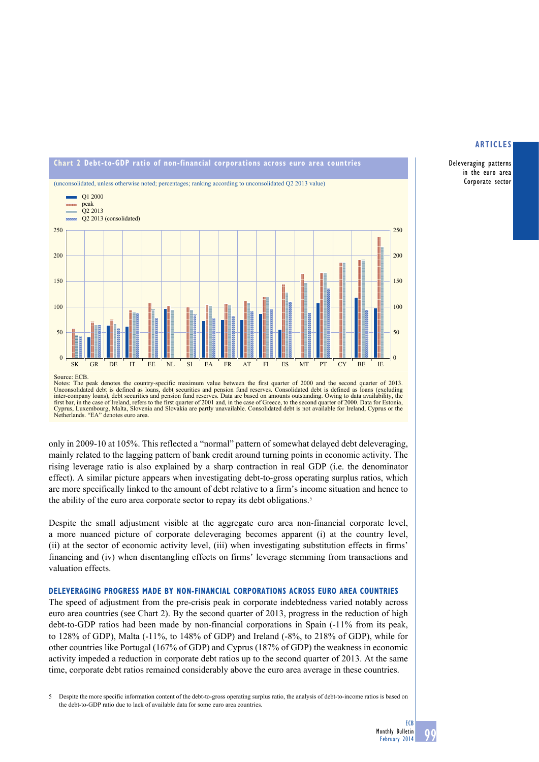**Chart 2 Debt-to-GDP ratio of non-financial corporations across euro area countries**

(unconsolidated, unless otherwise noted; percentages; ranking according to unconsolidated Q2 2013 value)

- Q1 2000
- peak
- Q2 2013
- Q2 2013 (consolidated)

Source: ECB.
Notes: The peak denotes the country-specific maximum value between the first quarter of 2000 and the second quarter of 2013. Unconsolidated debt is defined as loans, debt securities and pension fund reserves. Consolidated debt is defined as loans (excluding inter-company loans), debt securities and pension fund reserves. Data are based on amounts outstanding. Owing to data availability, the first bar, in the case of Ireland, refers to the first quarter of 2001 and, in the case of Greece, to the second quarter of 2000. Data for Estonia, Cyprus, Luxembourg, Malta, Slovenia and Slovakia are partly unavailable. Consolidated debt is not available for Ireland, Cyprus or the Netherlands. "EA" denotes euro area.

only in 2009-10 at 105%. This reflected a "normal" pattern of somewhat delayed debt deleveraging, mainly related to the lagging pattern of bank credit around turning points in economic activity. The rising leverage ratio is also explained by a sharp contraction in real GDP (i.e. the denominator effect). A similar picture appears when investigating debt-to-gross operating surplus ratios, which are more specifically linked to the amount of debt relative to a firm's income situation and hence to the ability of the euro area corporate sector to repay its debt obligations.[5]

Despite the small adjustment visible at the aggregate euro area non-financial corporate level, a more nuanced picture of corporate deleveraging becomes apparent (i) at the country level, (ii) at the sector of economic activity level, (iii) when investigating substitution effects in firms' financing and (iv) when disentangling effects on firms' leverage stemming from transactions and valuation effects.

### DELEVERAGING PROGRESS MADE BY NON-FINANCIAL CORPORATIONS ACROSS EURO AREA COUNTRIES

The speed of adjustment from the pre-crisis peak in corporate indebtedness varied notably across euro area countries (see Chart 2). By the second quarter of 2013, progress in the reduction of high debt-to-GDP ratios had been made by non-financial corporations in Spain (-11% from its peak, to 128% of GDP), Malta (-11%, to 148% of GDP) and Ireland (-8%, to 218% of GDP), while for other countries like Portugal (167% of GDP) and Cyprus (187% of GDP) the weakness in economic activity impeded a reduction in corporate debt ratios up to the second quarter of 2013. At the same time, corporate debt ratios remained considerably above the euro area average in these countries.

5 Despite the more specific information content of the debt-to-gross operating surplus ratio, the analysis of debt-to-income ratios is based on the debt-to-GDP ratio due to lack of available data for some euro area countries.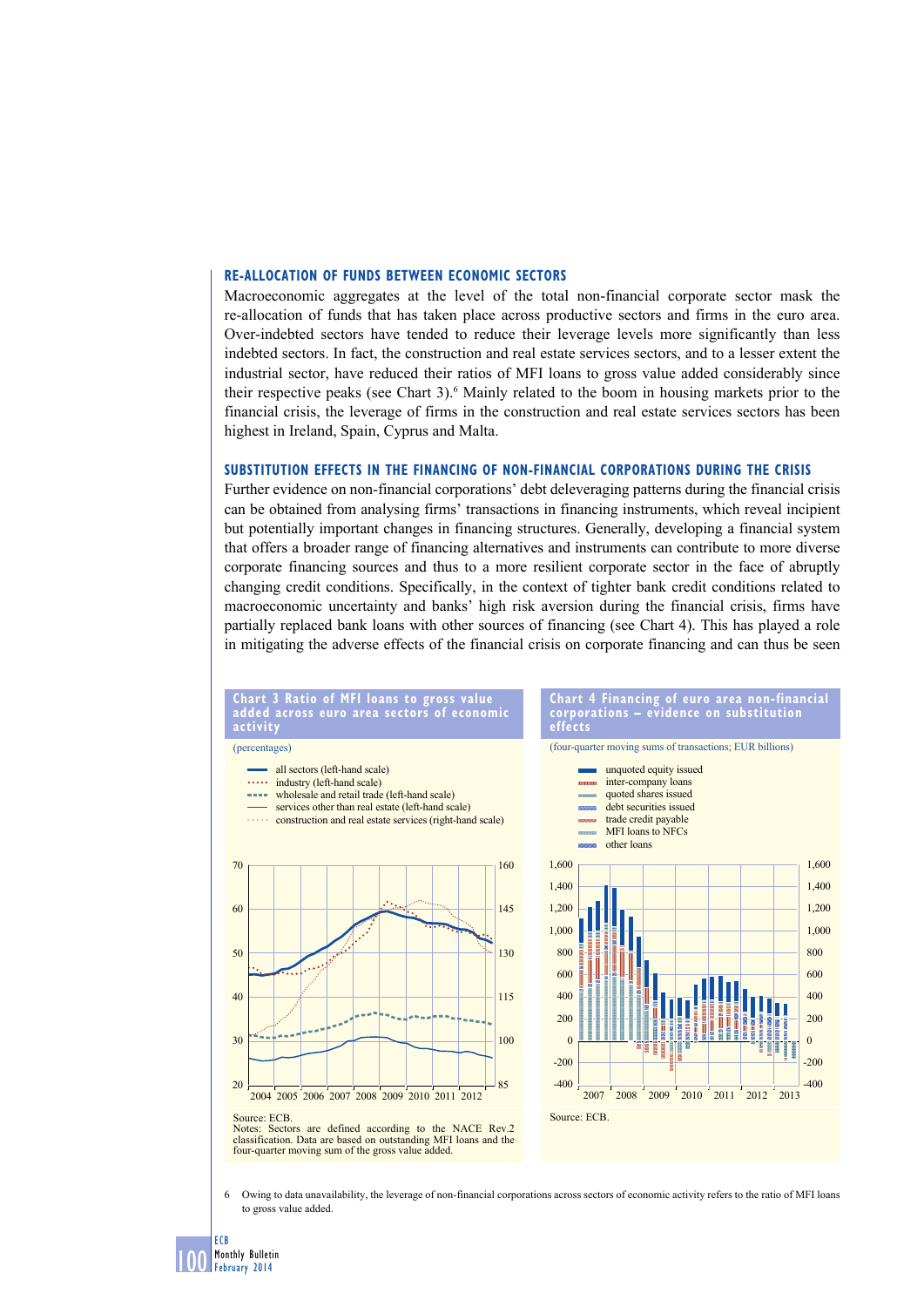### RE-ALLOCATION OF FUNDS BETWEEN ECONOMIC SECTORS

Macroeconomic aggregates at the level of the total non-financial corporate sector mask the re-allocation of funds that has taken place across productive sectors and firms in the euro area. Over-indebted sectors have tended to reduce their leverage levels more significantly than less indebted sectors. In fact, the construction and real estate services sectors, and to a lesser extent the industrial sector, have reduced their ratios of MFI loans to gross value added considerably since their respective peaks (see Chart 3).[6] Mainly related to the boom in housing markets prior to the financial crisis, the leverage of firms in the construction and real estate services sectors has been highest in Ireland, Spain, Cyprus and Malta.

### SUBSTITUTION EFFECTS IN THE FINANCING OF NON-FINANCIAL CORPORATIONS DURING THE CRISIS

Further evidence on non-financial corporations' debt deleveraging patterns during the financial crisis can be obtained from analysing firms' transactions in financing instruments, which reveal incipient but potentially important changes in financing structures. Generally, developing a financial system that offers a broader range of financing alternatives and instruments can contribute to more diverse corporate financing sources and thus to a more resilient corporate sector in the face of abruptly changing credit conditions. Specifically, in the context of tighter bank credit conditions related to macroeconomic uncertainty and banks' high risk aversion during the financial crisis, firms have partially replaced bank loans with other sources of financing (see Chart 4). This has played a role in mitigating the adverse effects of the financial crisis on corporate financing and can thus be seen

**Chart 3 Ratio of MFI loans to gross value added across euro area sectors of economic activity**

(percentages)

- all sectors (left-hand scale)
- industry (left-hand scale)
- wholesale and retail trade (left-hand scale)
- services other than real estate (left-hand scale)
- construction and real estate services (right-hand scale)

Source: ECB.
Notes: Sectors are defined according to the NACE Rev.2 classification. Data are based on outstanding MFI loans and the four-quarter moving sum of the gross value added.

**Chart 4 Financing of euro area non-financial corporations – evidence on substitution effects**

(four-quarter moving sums of transactions; EUR billions)

- unquoted equity issued
- inter-company loans
- quoted shares issued
- debt securities issued
- trade credit payable
- MFI loans to NFCs
- other loans

Source: ECB.

6 Owing to data unavailability, the leverage of non-financial corporations across sectors of economic activity refers to the ratio of MFI loans to gross value added.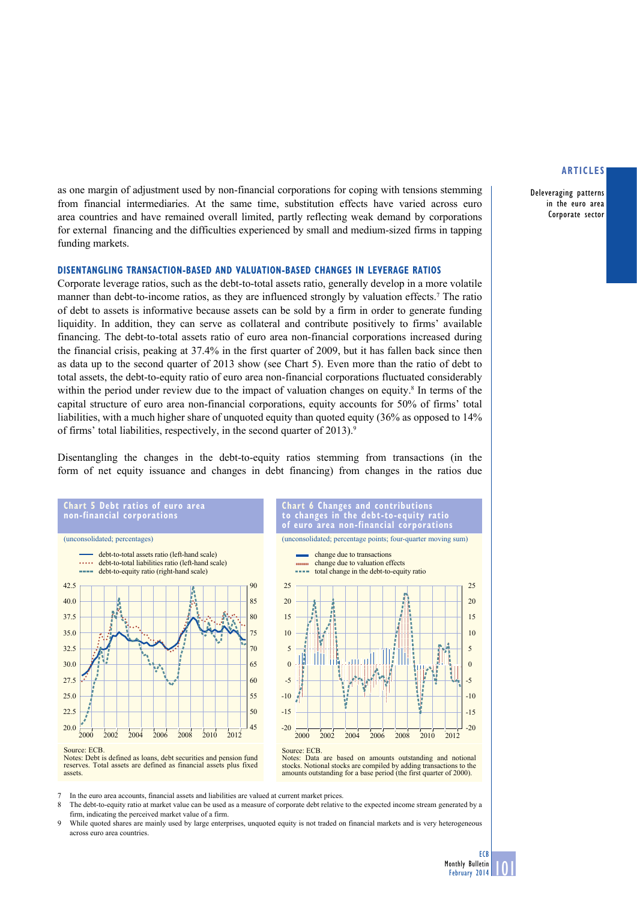as one margin of adjustment used by non-financial corporations for coping with tensions stemming from financial intermediaries. At the same time, substitution effects have varied across euro area countries and have remained overall limited, partly reflecting weak demand by corporations for external financing and the difficulties experienced by small and medium-sized firms in tapping funding markets.

### DISENTANGLING TRANSACTION-BASED AND VALUATION-BASED CHANGES IN LEVERAGE RATIOS

Corporate leverage ratios, such as the debt-to-total assets ratio, generally develop in a more volatile manner than debt-to-income ratios, as they are influenced strongly by valuation effects.[7] The ratio of debt to assets is informative because assets can be sold by a firm in order to generate funding liquidity. In addition, they can serve as collateral and contribute positively to firms' available financing. The debt-to-total assets ratio of euro area non-financial corporations increased during the financial crisis, peaking at 37.4% in the first quarter of 2009, but it has fallen back since then as data up to the second quarter of 2013 show (see Chart 5). Even more than the ratio of debt to total assets, the debt-to-equity ratio of euro area non-financial corporations fluctuated considerably within the period under review due to the impact of valuation changes on equity.[8] In terms of the capital structure of euro area non-financial corporations, equity accounts for 50% of firms' total liabilities, with a much higher share of unquoted equity than quoted equity (36% as opposed to 14% of firms' total liabilities, respectively, in the second quarter of 2013).[9]

Disentangling the changes in the debt-to-equity ratios stemming from transactions (in the form of net equity issuance and changes in debt financing) from changes in the ratios due

**Chart 5 Debt ratios of euro area non-financial corporations**

(unconsolidated; percentages)

- debt-to-total assets ratio (left-hand scale)
- debt-to-total liabilities ratio (left-hand scale)
- debt-to-equity ratio (right-hand scale)

Source: ECB.
Notes: Debt is defined as loans, debt securities and pension fund reserves. Total assets are defined as financial assets plus fixed assets.

**Chart 6 Changes and contributions to changes in the debt-to-equity ratio of euro area non-financial corporations**

(unconsolidated; percentage points; four-quarter moving sum)

- change due to transactions
- change due to valuation effects
- total change in the debt-to-equity ratio

Source: ECB.
Notes: Data are based on amounts outstanding and notional stocks. Notional stocks are compiled by adding transactions to the amounts outstanding for a base period (the first quarter of 2000).

7 In the euro area accounts, financial assets and liabilities are valued at current market prices.

8 The debt-to-equity ratio at market value can be used as a measure of corporate debt relative to the expected income stream generated by a firm, indicating the perceived market value of a firm.

9 While quoted shares are mainly used by large enterprises, unquoted equity is not traded on financial markets and is very heterogeneous across euro area countries.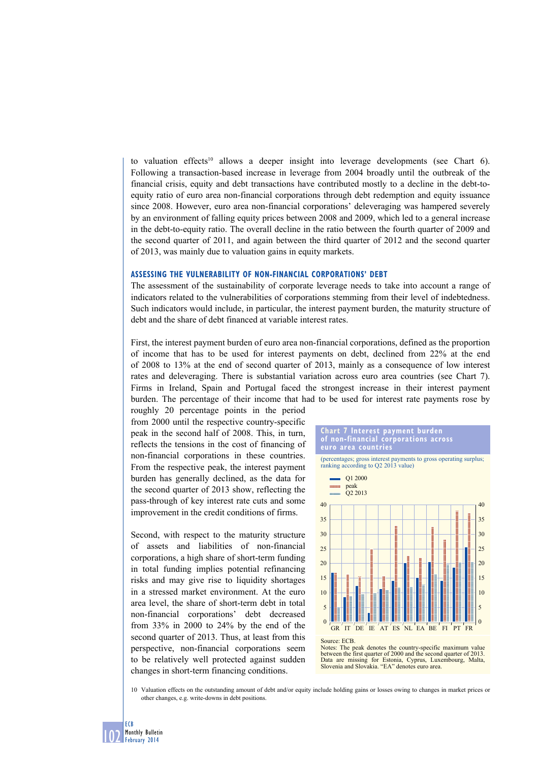to valuation effects[10] allows a deeper insight into leverage developments (see Chart 6). Following a transaction-based increase in leverage from 2004 broadly until the outbreak of the financial crisis, equity and debt transactions have contributed mostly to a decline in the debt-to-equity ratio of euro area non-financial corporations through debt redemption and equity issuance since 2008. However, euro area non-financial corporations' deleveraging was hampered severely by an environment of falling equity prices between 2008 and 2009, which led to a general increase in the debt-to-equity ratio. The overall decline in the ratio between the fourth quarter of 2009 and the second quarter of 2011, and again between the third quarter of 2012 and the second quarter of 2013, was mainly due to valuation gains in equity markets.

## ASSESSING THE VULNERABILITY OF NON-FINANCIAL CORPORATIONS' DEBT

The assessment of the sustainability of corporate leverage needs to take into account a range of indicators related to the vulnerabilities of corporations stemming from their level of indebtedness. Such indicators would include, in particular, the interest payment burden, the maturity structure of debt and the share of debt financed at variable interest rates.

First, the interest payment burden of euro area non-financial corporations, defined as the proportion of income that has to be used for interest payments on debt, declined from 22% at the end of 2008 to 13% at the end of second quarter of 2013, mainly as a consequence of low interest rates and deleveraging. There is substantial variation across euro area countries (see Chart 7). Firms in Ireland, Spain and Portugal faced the strongest increase in their interest payment burden. The percentage of their income that had to be used for interest rate payments rose by roughly 20 percentage points in the period from 2000 until the respective country-specific peak in the second half of 2008. This, in turn, reflects the tensions in the cost of financing of non-financial corporations in these countries. From the respective peak, the interest payment burden has generally declined, as the data for the second quarter of 2013 show, reflecting the pass-through of key interest rate cuts and some improvement in the credit conditions of firms.

Second, with respect to the maturity structure of assets and liabilities of non-financial corporations, a high share of short-term funding in total funding implies potential refinancing risks and may give rise to liquidity shortages in a stressed market environment. At the euro area level, the share of short-term debt in total non-financial corporations' debt decreased from 33% in 2000 to 24% by the end of the second quarter of 2013. Thus, at least from this perspective, non-financial corporations seem to be relatively well protected against sudden changes in short-term financing conditions.

**Chart 7 Interest payment burden of non-financial corporations across euro area countries**

(percentages; gross interest payments to gross operating surplus; ranking according to Q2 2013 value)

Legend: Q1 2000; peak; Q2 2013

Countries: GR, IT, DE, IE, AT, ES, NL, EA, BE, FI, PT, FR

Source: ECB.
Notes: The peak denotes the country-specific maximum value between the first quarter of 2000 and the second quarter of 2013. Data are missing for Estonia, Cyprus, Luxembourg, Malta, Slovenia and Slovakia. "EA" denotes euro area.

10 Valuation effects on the outstanding amount of debt and/or equity include holding gains or losses owing to changes in market prices or other changes, e.g. write-downs in debt positions.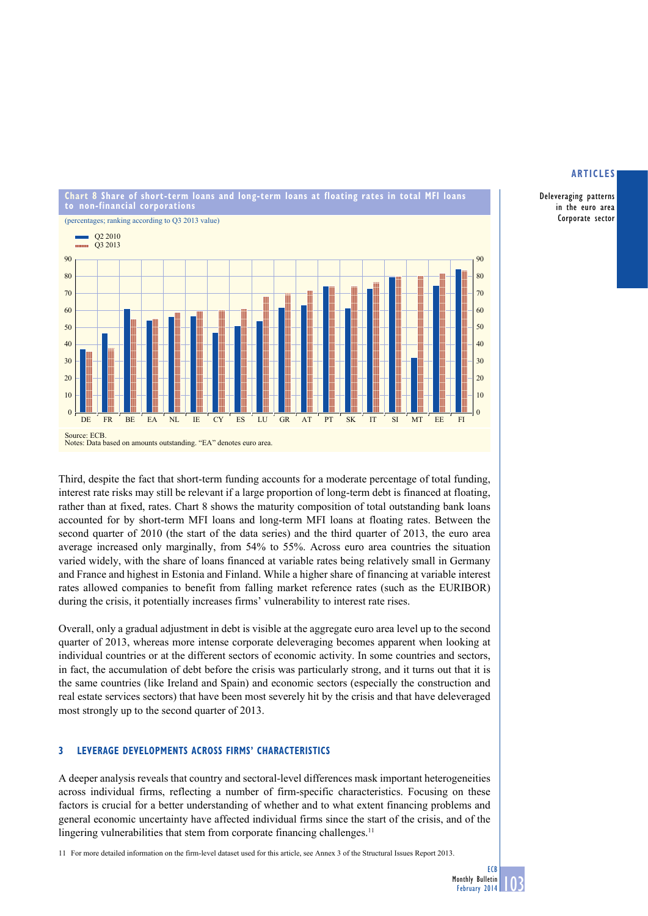**Chart 8 Share of short-term loans and long-term loans at floating rates in total MFI loans to non-financial corporations**

(percentages; ranking according to Q3 2013 value)

Source: ECB.
Notes: Data based on amounts outstanding. "EA" denotes euro area.

Third, despite the fact that short-term funding accounts for a moderate percentage of total funding, interest rate risks may still be relevant if a large proportion of long-term debt is financed at floating, rather than at fixed, rates. Chart 8 shows the maturity composition of total outstanding bank loans accounted for by short-term MFI loans and long-term MFI loans at floating rates. Between the second quarter of 2010 (the start of the data series) and the third quarter of 2013, the euro area average increased only marginally, from 54% to 55%. Across euro area countries the situation varied widely, with the share of loans financed at variable rates being relatively small in Germany and France and highest in Estonia and Finland. While a higher share of financing at variable interest rates allowed companies to benefit from falling market reference rates (such as the EURIBOR) during the crisis, it potentially increases firms' vulnerability to interest rate rises.

Overall, only a gradual adjustment in debt is visible at the aggregate euro area level up to the second quarter of 2013, whereas more intense corporate deleveraging becomes apparent when looking at individual countries or at the different sectors of economic activity. In some countries and sectors, in fact, the accumulation of debt before the crisis was particularly strong, and it turns out that it is the same countries (like Ireland and Spain) and economic sectors (especially the construction and real estate services sectors) that have been most severely hit by the crisis and that have deleveraged most strongly up to the second quarter of 2013.

## 3 LEVERAGE DEVELOPMENTS ACROSS FIRMS' CHARACTERISTICS

A deeper analysis reveals that country and sectoral-level differences mask important heterogeneities across individual firms, reflecting a number of firm-specific characteristics. Focusing on these factors is crucial for a better understanding of whether and to what extent financing problems and general economic uncertainty have affected individual firms since the start of the crisis, and of the lingering vulnerabilities that stem from corporate financing challenges.[11]

11 For more detailed information on the firm-level dataset used for this article, see Annex 3 of the Structural Issues Report 2013.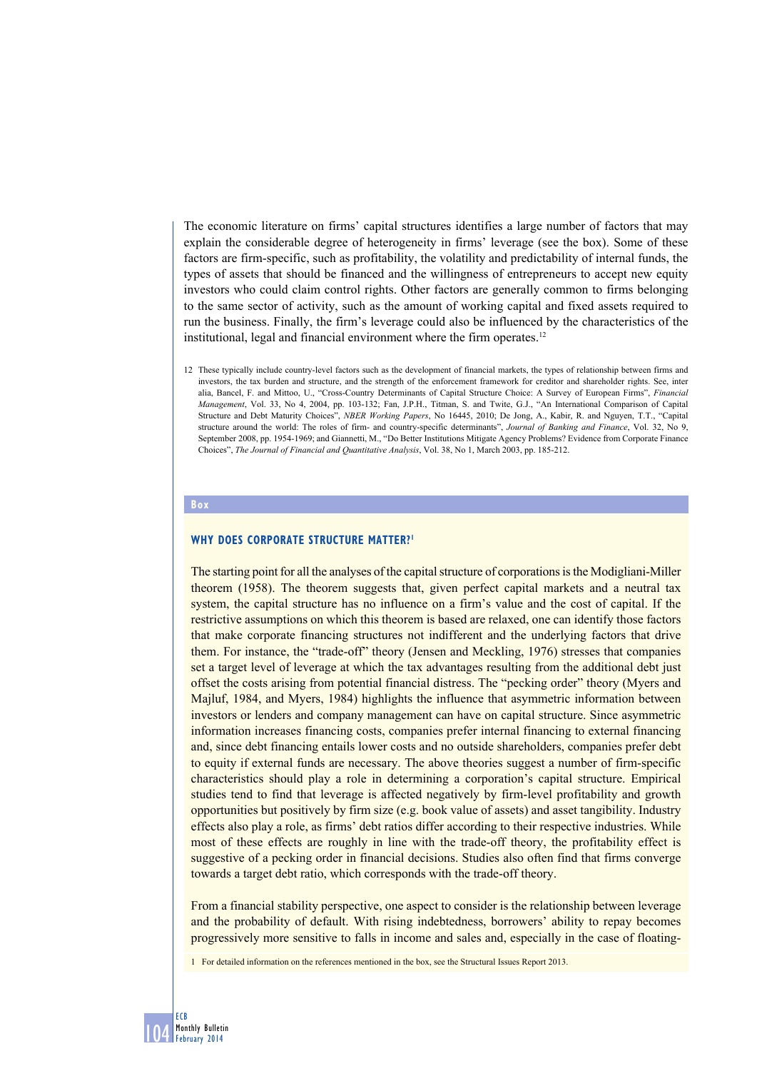The economic literature on firms' capital structures identifies a large number of factors that may explain the considerable degree of heterogeneity in firms' leverage (see the box). Some of these factors are firm-specific, such as profitability, the volatility and predictability of internal funds, the types of assets that should be financed and the willingness of entrepreneurs to accept new equity investors who could claim control rights. Other factors are generally common to firms belonging to the same sector of activity, such as the amount of working capital and fixed assets required to run the business. Finally, the firm's leverage could also be influenced by the characteristics of the institutional, legal and financial environment where the firm operates.[12]

12 These typically include country-level factors such as the development of financial markets, the types of relationship between firms and investors, the tax burden and structure, and the strength of the enforcement framework for creditor and shareholder rights. See, inter alia, Bancel, F. and Mittoo, U., "Cross-Country Determinants of Capital Structure Choice: A Survey of European Firms", *Financial Management*, Vol. 33, No 4, 2004, pp. 103-132; Fan, J.P.H., Titman, S. and Twite, G.J., "An International Comparison of Capital Structure and Debt Maturity Choices", *NBER Working Papers*, No 16445, 2010; De Jong, A., Kabir, R. and Nguyen, T.T., "Capital structure around the world: The roles of firm- and country-specific determinants", *Journal of Banking and Finance*, Vol. 32, No 9, September 2008, pp. 1954-1969; and Giannetti, M., "Do Better Institutions Mitigate Agency Problems? Evidence from Corporate Finance Choices", *The Journal of Financial and Quantitative Analysis*, Vol. 38, No 1, March 2003, pp. 185-212.

**Box**

### WHY DOES CORPORATE STRUCTURE MATTER?[1]

The starting point for all the analyses of the capital structure of corporations is the Modigliani-Miller theorem (1958). The theorem suggests that, given perfect capital markets and a neutral tax system, the capital structure has no influence on a firm's value and the cost of capital. If the restrictive assumptions on which this theorem is based are relaxed, one can identify those factors that make corporate financing structures not indifferent and the underlying factors that drive them. For instance, the "trade-off" theory (Jensen and Meckling, 1976) stresses that companies set a target level of leverage at which the tax advantages resulting from the additional debt just offset the costs arising from potential financial distress. The "pecking order" theory (Myers and Majluf, 1984, and Myers, 1984) highlights the influence that asymmetric information between investors or lenders and company management can have on capital structure. Since asymmetric information increases financing costs, companies prefer internal financing to external financing and, since debt financing entails lower costs and no outside shareholders, companies prefer debt to equity if external funds are necessary. The above theories suggest a number of firm-specific characteristics should play a role in determining a corporation's capital structure. Empirical studies tend to find that leverage is affected negatively by firm-level profitability and growth opportunities but positively by firm size (e.g. book value of assets) and asset tangibility. Industry effects also play a role, as firms' debt ratios differ according to their respective industries. While most of these effects are roughly in line with the trade-off theory, the profitability effect is suggestive of a pecking order in financial decisions. Studies also often find that firms converge towards a target debt ratio, which corresponds with the trade-off theory.

From a financial stability perspective, one aspect to consider is the relationship between leverage and the probability of default. With rising indebtedness, borrowers' ability to repay becomes progressively more sensitive to falls in income and sales and, especially in the case of floating-

1 For detailed information on the references mentioned in the box, see the Structural Issues Report 2013.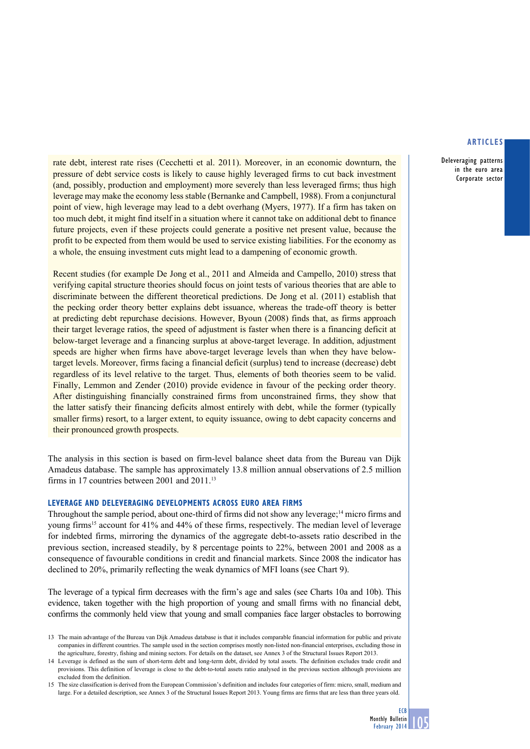rate debt, interest rate rises (Cecchetti et al. 2011). Moreover, in an economic downturn, the pressure of debt service costs is likely to cause highly leveraged firms to cut back investment (and, possibly, production and employment) more severely than less leveraged firms; thus high leverage may make the economy less stable (Bernanke and Campbell, 1988). From a conjunctural point of view, high leverage may lead to a debt overhang (Myers, 1977). If a firm has taken on too much debt, it might find itself in a situation where it cannot take on additional debt to finance future projects, even if these projects could generate a positive net present value, because the profit to be expected from them would be used to service existing liabilities. For the economy as a whole, the ensuing investment cuts might lead to a dampening of economic growth.

Recent studies (for example De Jong et al., 2011 and Almeida and Campello, 2010) stress that verifying capital structure theories should focus on joint tests of various theories that are able to discriminate between the different theoretical predictions. De Jong et al. (2011) establish that the pecking order theory better explains debt issuance, whereas the trade-off theory is better at predicting debt repurchase decisions. However, Byoun (2008) finds that, as firms approach their target leverage ratios, the speed of adjustment is faster when there is a financing deficit at below-target leverage and a financing surplus at above-target leverage. In addition, adjustment speeds are higher when firms have above-target leverage levels than when they have below-target levels. Moreover, firms facing a financial deficit (surplus) tend to increase (decrease) debt regardless of its level relative to the target. Thus, elements of both theories seem to be valid. Finally, Lemmon and Zender (2010) provide evidence in favour of the pecking order theory. After distinguishing financially constrained firms from unconstrained firms, they show that the latter satisfy their financing deficits almost entirely with debt, while the former (typically smaller firms) resort, to a larger extent, to equity issuance, owing to debt capacity concerns and their pronounced growth prospects.

The analysis in this section is based on firm-level balance sheet data from the Bureau van Dijk Amadeus database. The sample has approximately 13.8 million annual observations of 2.5 million firms in 17 countries between 2001 and 2011.[13]

### LEVERAGE AND DELEVERAGING DEVELOPMENTS ACROSS EURO AREA FIRMS

Throughout the sample period, about one-third of firms did not show any leverage;[14] micro firms and young firms[15] account for 41% and 44% of these firms, respectively. The median level of leverage for indebted firms, mirroring the dynamics of the aggregate debt-to-assets ratio described in the previous section, increased steadily, by 8 percentage points to 22%, between 2001 and 2008 as a consequence of favourable conditions in credit and financial markets. Since 2008 the indicator has declined to 20%, primarily reflecting the weak dynamics of MFI loans (see Chart 9).

The leverage of a typical firm decreases with the firm's age and sales (see Charts 10a and 10b). This evidence, taken together with the high proportion of young and small firms with no financial debt, confirms the commonly held view that young and small companies face larger obstacles to borrowing

13 The main advantage of the Bureau van Dijk Amadeus database is that it includes comparable financial information for public and private companies in different countries. The sample used in the section comprises mostly non-listed non-financial enterprises, excluding those in the agriculture, forestry, fishing and mining sectors. For details on the dataset, see Annex 3 of the Structural Issues Report 2013.

14 Leverage is defined as the sum of short-term debt and long-term debt, divided by total assets. The definition excludes trade credit and provisions. This definition of leverage is close to the debt-to-total assets ratio analysed in the previous section although provisions are excluded from the definition.

15 The size classification is derived from the European Commission's definition and includes four categories of firm: micro, small, medium and large. For a detailed description, see Annex 3 of the Structural Issues Report 2013. Young firms are firms that are less than three years old.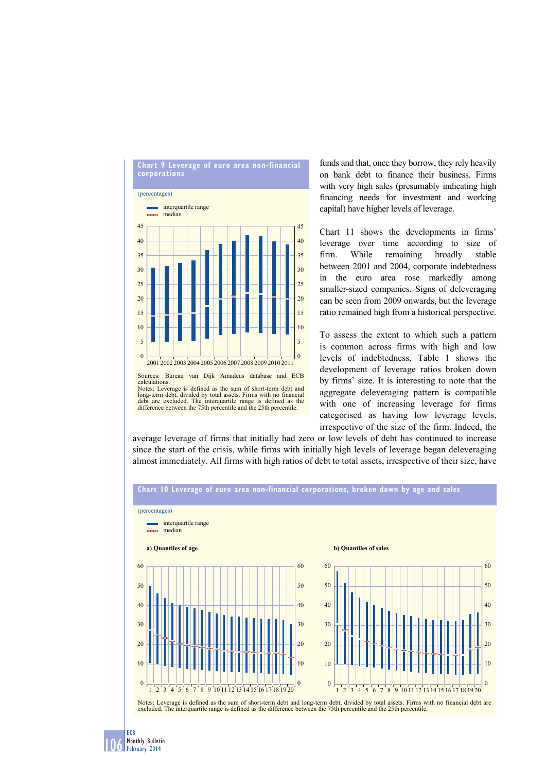**Chart 9 Leverage of euro area non-financial corporations**

(percentages)

- interquartile range
- median

Sources: Bureau van Dijk Amadeus database and ECB calculations.
Notes: Leverage is defined as the sum of short-term debt and long-term debt, divided by total assets. Firms with no financial debt are excluded. The interquartile range is defined as the difference between the 75th percentile and the 25th percentile.

funds and that, once they borrow, they rely heavily on bank debt to finance their business. Firms with very high sales (presumably indicating high financing needs for investment and working capital) have higher levels of leverage.

Chart 11 shows the developments in firms' leverage over time according to size of firm. While remaining broadly stable between 2001 and 2004, corporate indebtedness in the euro area rose markedly among smaller-sized companies. Signs of deleveraging can be seen from 2009 onwards, but the leverage ratio remained high from a historical perspective.

To assess the extent to which such a pattern is common across firms with high and low levels of indebtedness, Table 1 shows the development of leverage ratios broken down by firms' size. It is interesting to note that the aggregate deleveraging pattern is compatible with one of increasing leverage for firms categorised as having low leverage levels, irrespective of the size of the firm. Indeed, the average leverage of firms that initially had zero or low levels of debt has continued to increase since the start of the crisis, while firms with initially high levels of leverage began deleveraging almost immediately. All firms with high ratios of debt to total assets, irrespective of their size, have

**Chart 10 Leverage of euro area non-financial corporations, broken down by age and sales**

(percentages)

- interquartile range
- median

a) Quantiles of age

b) Quantiles of sales

Notes: Leverage is defined as the sum of short-term debt and long-term debt, divided by total assets. Firms with no financial debt are excluded. The interquartile range is defined as the difference between the 75th percentile and the 25th percentile.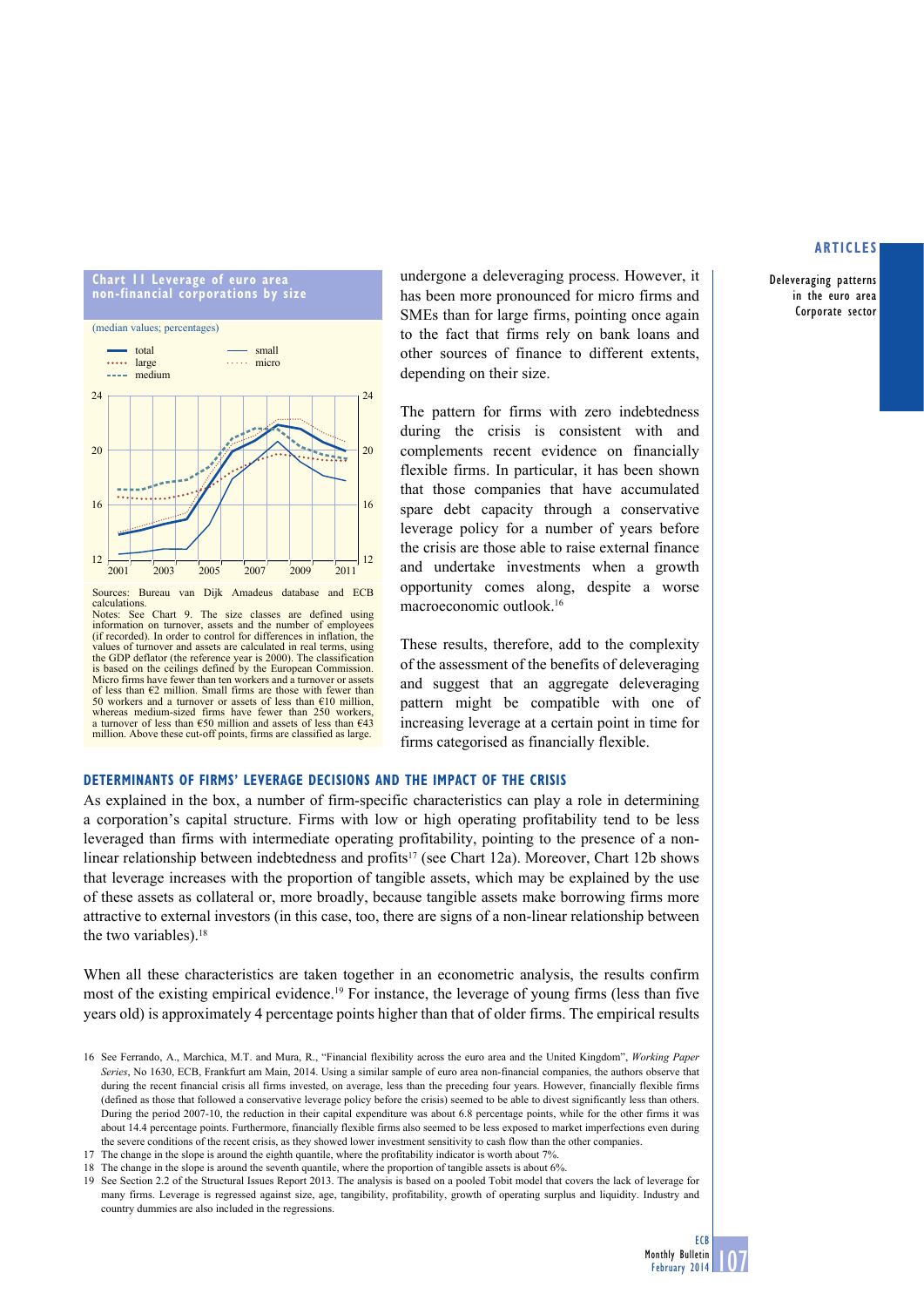**Chart 11 Leverage of euro area non-financial corporations by size**

(median values; percentages)

Sources: Bureau van Dijk Amadeus database and ECB calculations.
Notes: See Chart 9. The size classes are defined using information on turnover, assets and the number of employees (if recorded). In order to control for differences in inflation, the values of turnover and assets are calculated in real terms, using the GDP deflator (the reference year is 2000). The classification is based on the ceilings defined by the European Commission. Micro firms have fewer than ten workers and a turnover or assets of less than €2 million. Small firms are those with fewer than 50 workers and a turnover or assets of less than €10 million, whereas medium-sized firms have fewer than 250 workers, a turnover of less than €50 million and assets of less than €43 million. Above these cut-off points, firms are classified as large.

undergone a deleveraging process. However, it has been more pronounced for micro firms and SMEs than for large firms, pointing once again to the fact that firms rely on bank loans and other sources of finance to different extents, depending on their size.

The pattern for firms with zero indebtedness during the crisis is consistent with and complements recent evidence on financially flexible firms. In particular, it has been shown that those companies that have accumulated spare debt capacity through a conservative leverage policy for a number of years before the crisis are those able to raise external finance and undertake investments when a growth opportunity comes along, despite a worse macroeconomic outlook.[16]

These results, therefore, add to the complexity of the assessment of the benefits of deleveraging and suggest that an aggregate deleveraging pattern might be compatible with one of increasing leverage at a certain point in time for firms categorised as financially flexible.

## DETERMINANTS OF FIRMS' LEVERAGE DECISIONS AND THE IMPACT OF THE CRISIS

As explained in the box, a number of firm-specific characteristics can play a role in determining a corporation's capital structure. Firms with low or high operating profitability tend to be less leveraged than firms with intermediate operating profitability, pointing to the presence of a non-linear relationship between indebtedness and profits[17] (see Chart 12a). Moreover, Chart 12b shows that leverage increases with the proportion of tangible assets, which may be explained by the use of these assets as collateral or, more broadly, because tangible assets make borrowing firms more attractive to external investors (in this case, too, there are signs of a non-linear relationship between the two variables).[18]

When all these characteristics are taken together in an econometric analysis, the results confirm most of the existing empirical evidence.[19] For instance, the leverage of young firms (less than five years old) is approximately 4 percentage points higher than that of older firms. The empirical results

16 See Ferrando, A., Marchica, M.T. and Mura, R., "Financial flexibility across the euro area and the United Kingdom", *Working Paper Series*, No 1630, ECB, Frankfurt am Main, 2014. Using a similar sample of euro area non-financial companies, the authors observe that during the recent financial crisis all firms invested, on average, less than the preceding four years. However, financially flexible firms (defined as those that followed a conservative leverage policy before the crisis) seemed to be able to divest significantly less than others. During the period 2007-10, the reduction in their capital expenditure was about 6.8 percentage points, while for the other firms it was about 14.4 percentage points. Furthermore, financially flexible firms also seemed to be less exposed to market imperfections even during the severe conditions of the recent crisis, as they showed lower investment sensitivity to cash flow than the other companies.

17 The change in the slope is around the eighth quantile, where the profitability indicator is worth about 7%.

18 The change in the slope is around the seventh quantile, where the proportion of tangible assets is about 6%.

19 See Section 2.2 of the Structural Issues Report 2013. The analysis is based on a pooled Tobit model that covers the lack of leverage for many firms. Leverage is regressed against size, age, tangibility, profitability, growth of operating surplus and liquidity. Industry and country dummies are also included in the regressions.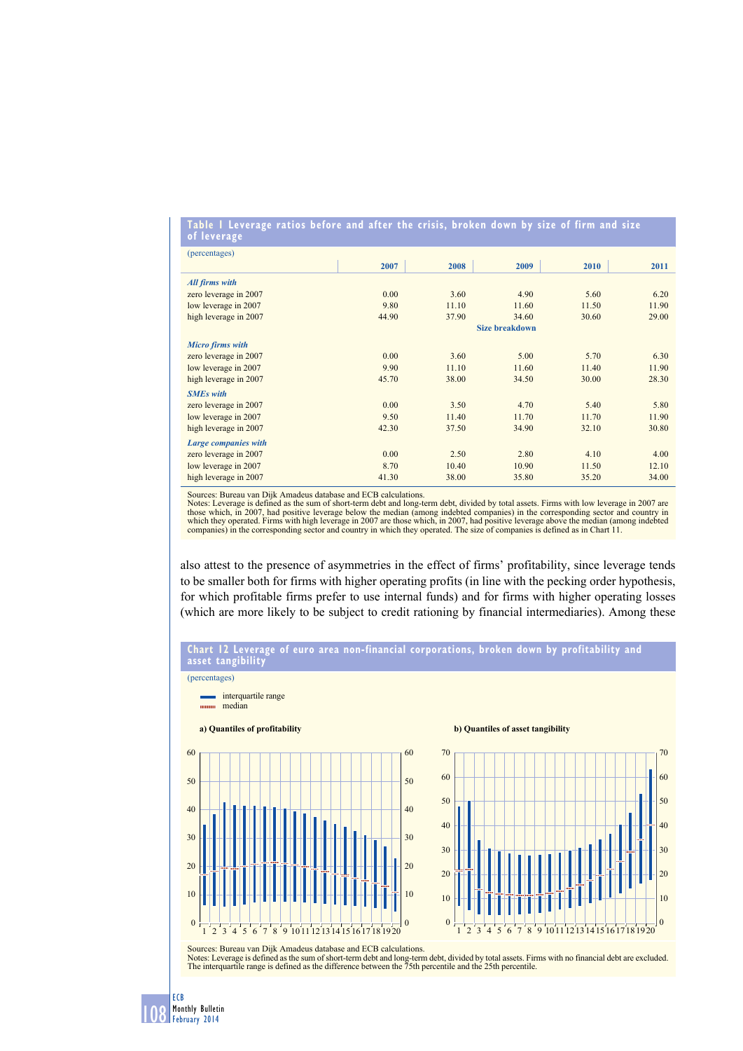**Table 1 Leverage ratios before and after the crisis, broken down by size of firm and size of leverage**

(percentages)

| | 2007 | 2008 | 2009 | 2010 | 2011 |
|---|---|---|---|---|---|
| ***All firms with*** | | | | | |
| zero leverage in 2007 | 0.00 | 3.60 | 4.90 | 5.60 | 6.20 |
| low leverage in 2007 | 9.80 | 11.10 | 11.60 | 11.50 | 11.90 |
| high leverage in 2007 | 44.90 | 37.90 | 34.60 | 30.60 | 29.00 |
| | | | **Size breakdown** | | |
| ***Micro firms with*** | | | | | |
| zero leverage in 2007 | 0.00 | 3.60 | 5.00 | 5.70 | 6.30 |
| low leverage in 2007 | 9.90 | 11.10 | 11.60 | 11.40 | 11.90 |
| high leverage in 2007 | 45.70 | 38.00 | 34.50 | 30.00 | 28.30 |
| ***SMEs with*** | | | | | |
| zero leverage in 2007 | 0.00 | 3.50 | 4.70 | 5.40 | 5.80 |
| low leverage in 2007 | 9.50 | 11.40 | 11.70 | 11.70 | 11.90 |
| high leverage in 2007 | 42.30 | 37.50 | 34.90 | 32.10 | 30.80 |
| ***Large companies with*** | | | | | |
| zero leverage in 2007 | 0.00 | 2.50 | 2.80 | 4.10 | 4.00 |
| low leverage in 2007 | 8.70 | 10.40 | 10.90 | 11.50 | 12.10 |
| high leverage in 2007 | 41.30 | 38.00 | 35.80 | 35.20 | 34.00 |

Sources: Bureau van Dijk Amadeus database and ECB calculations.
Notes: Leverage is defined as the sum of short-term debt and long-term debt, divided by total assets. Firms with low leverage in 2007 are those which, in 2007, had positive leverage below the median (among indebted companies) in the corresponding sector and country in which they operated. Firms with high leverage in 2007 are those which, in 2007, had positive leverage above the median (among indebted companies) in the corresponding sector and country in which they operated. The size of companies is defined as in Chart 11.

also attest to the presence of asymmetries in the effect of firms' profitability, since leverage tends to be smaller both for firms with higher operating profits (in line with the pecking order hypothesis, for which profitable firms prefer to use internal funds) and for firms with higher operating losses (which are more likely to be subject to credit rationing by financial intermediaries). Among these

**Chart 12 Leverage of euro area non-financial corporations, broken down by profitability and asset tangibility**

(percentages)

Sources: Bureau van Dijk Amadeus database and ECB calculations.
Notes: Leverage is defined as the sum of short-term debt and long-term debt, divided by total assets. Firms with no financial debt are excluded. The interquartile range is defined as the difference between the 75th percentile and the 25th percentile.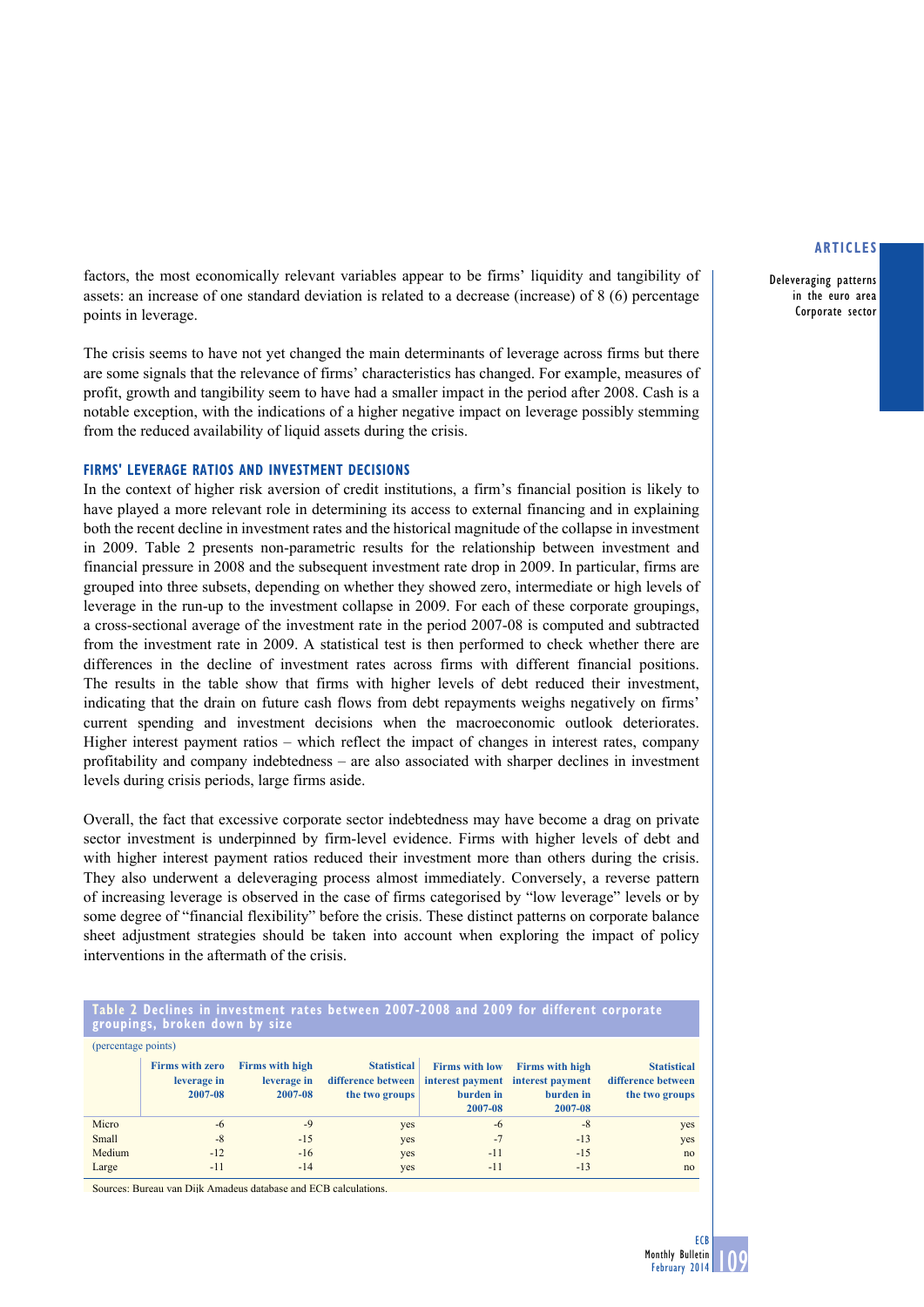factors, the most economically relevant variables appear to be firms' liquidity and tangibility of assets: an increase of one standard deviation is related to a decrease (increase) of 8 (6) percentage points in leverage.

The crisis seems to have not yet changed the main determinants of leverage across firms but there are some signals that the relevance of firms' characteristics has changed. For example, measures of profit, growth and tangibility seem to have had a smaller impact in the period after 2008. Cash is a notable exception, with the indications of a higher negative impact on leverage possibly stemming from the reduced availability of liquid assets during the crisis.

### FIRMS' LEVERAGE RATIOS AND INVESTMENT DECISIONS

In the context of higher risk aversion of credit institutions, a firm's financial position is likely to have played a more relevant role in determining its access to external financing and in explaining both the recent decline in investment rates and the historical magnitude of the collapse in investment in 2009. Table 2 presents non-parametric results for the relationship between investment and financial pressure in 2008 and the subsequent investment rate drop in 2009. In particular, firms are grouped into three subsets, depending on whether they showed zero, intermediate or high levels of leverage in the run-up to the investment collapse in 2009. For each of these corporate groupings, a cross-sectional average of the investment rate in the period 2007-08 is computed and subtracted from the investment rate in 2009. A statistical test is then performed to check whether there are differences in the decline of investment rates across firms with different financial positions. The results in the table show that firms with higher levels of debt reduced their investment, indicating that the drain on future cash flows from debt repayments weighs negatively on firms' current spending and investment decisions when the macroeconomic outlook deteriorates. Higher interest payment ratios – which reflect the impact of changes in interest rates, company profitability and company indebtedness – are also associated with sharper declines in investment levels during crisis periods, large firms aside.

Overall, the fact that excessive corporate sector indebtedness may have become a drag on private sector investment is underpinned by firm-level evidence. Firms with higher levels of debt and with higher interest payment ratios reduced their investment more than others during the crisis. They also underwent a deleveraging process almost immediately. Conversely, a reverse pattern of increasing leverage is observed in the case of firms categorised by "low leverage" levels or by some degree of "financial flexibility" before the crisis. These distinct patterns on corporate balance sheet adjustment strategies should be taken into account when exploring the impact of policy interventions in the aftermath of the crisis.

**Table 2 Declines in investment rates between 2007-2008 and 2009 for different corporate groupings, broken down by size**

(percentage points)

| | Firms with zero leverage in 2007-08 | Firms with high leverage in 2007-08 | Statistical difference between the two groups | Firms with low interest payment burden in 2007-08 | Firms with high interest payment burden in 2007-08 | Statistical difference between the two groups |
|---|---|---|---|---|---|---|
| Micro | -6 | -9 | yes | -6 | -8 | yes |
| Small | -8 | -15 | yes | -7 | -13 | yes |
| Medium | -12 | -16 | yes | -11 | -15 | no |
| Large | -11 | -14 | yes | -11 | -13 | no |

Sources: Bureau van Dijk Amadeus database and ECB calculations.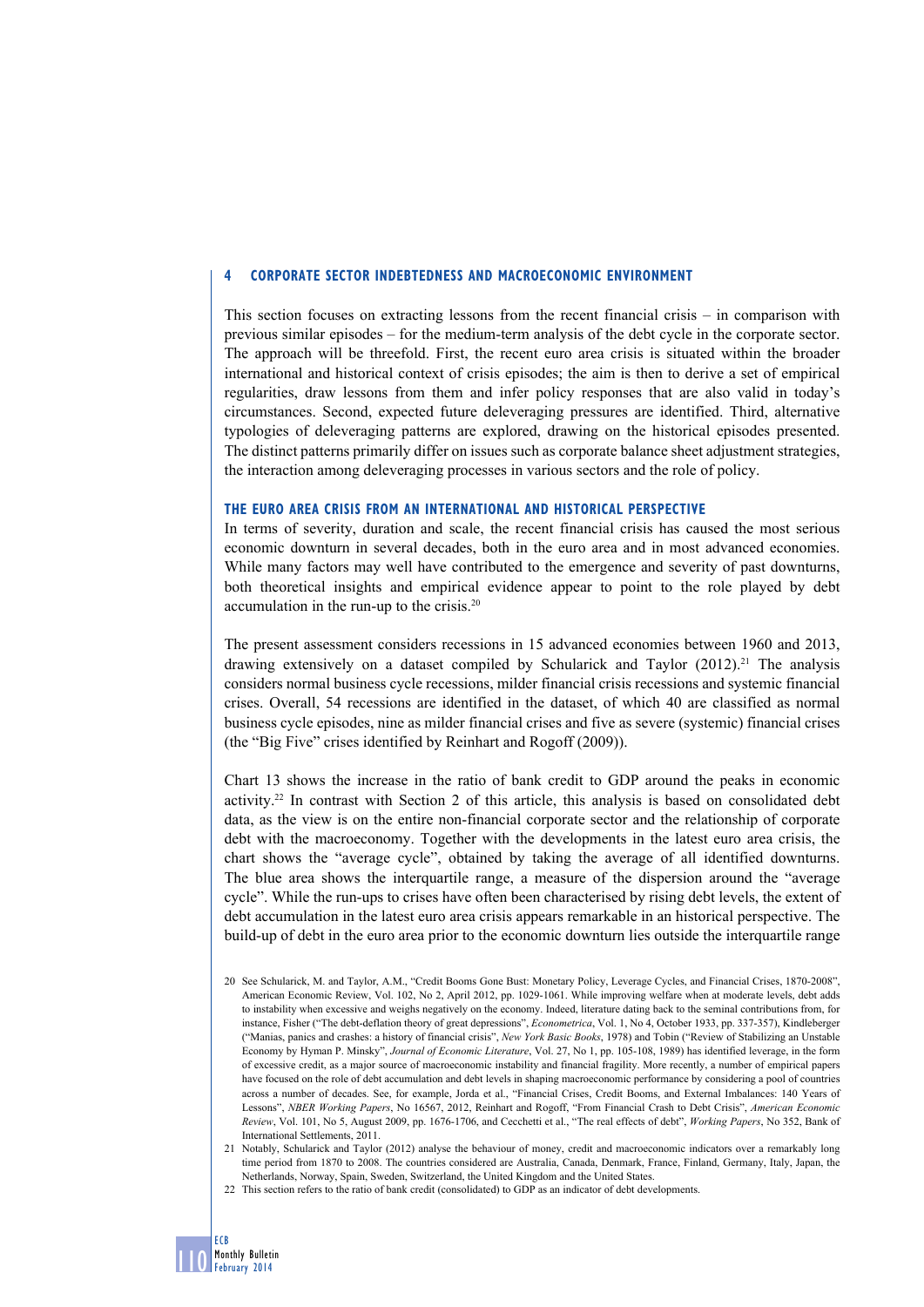## 4 CORPORATE SECTOR INDEBTEDNESS AND MACROECONOMIC ENVIRONMENT

This section focuses on extracting lessons from the recent financial crisis – in comparison with previous similar episodes – for the medium-term analysis of the debt cycle in the corporate sector. The approach will be threefold. First, the recent euro area crisis is situated within the broader international and historical context of crisis episodes; the aim is then to derive a set of empirical regularities, draw lessons from them and infer policy responses that are also valid in today's circumstances. Second, expected future deleveraging pressures are identified. Third, alternative typologies of deleveraging patterns are explored, drawing on the historical episodes presented. The distinct patterns primarily differ on issues such as corporate balance sheet adjustment strategies, the interaction among deleveraging processes in various sectors and the role of policy.

### THE EURO AREA CRISIS FROM AN INTERNATIONAL AND HISTORICAL PERSPECTIVE

In terms of severity, duration and scale, the recent financial crisis has caused the most serious economic downturn in several decades, both in the euro area and in most advanced economies. While many factors may well have contributed to the emergence and severity of past downturns, both theoretical insights and empirical evidence appear to point to the role played by debt accumulation in the run-up to the crisis.[20]

The present assessment considers recessions in 15 advanced economies between 1960 and 2013, drawing extensively on a dataset compiled by Schularick and Taylor (2012).[21] The analysis considers normal business cycle recessions, milder financial crisis recessions and systemic financial crises. Overall, 54 recessions are identified in the dataset, of which 40 are classified as normal business cycle episodes, nine as milder financial crises and five as severe (systemic) financial crises (the "Big Five" crises identified by Reinhart and Rogoff (2009)).

Chart 13 shows the increase in the ratio of bank credit to GDP around the peaks in economic activity.[22] In contrast with Section 2 of this article, this analysis is based on consolidated debt data, as the view is on the entire non-financial corporate sector and the relationship of corporate debt with the macroeconomy. Together with the developments in the latest euro area crisis, the chart shows the "average cycle", obtained by taking the average of all identified downturns. The blue area shows the interquartile range, a measure of the dispersion around the "average cycle". While the run-ups to crises have often been characterised by rising debt levels, the extent of debt accumulation in the latest euro area crisis appears remarkable in an historical perspective. The build-up of debt in the euro area prior to the economic downturn lies outside the interquartile range

20 See Schularick, M. and Taylor, A.M., "Credit Booms Gone Bust: Monetary Policy, Leverage Cycles, and Financial Crises, 1870-2008", American Economic Review, Vol. 102, No 2, April 2012, pp. 1029-1061. While improving welfare when at moderate levels, debt adds to instability when excessive and weighs negatively on the economy. Indeed, literature dating back to the seminal contributions from, for instance, Fisher ("The debt-deflation theory of great depressions", *Econometrica*, Vol. 1, No 4, October 1933, pp. 337-357), Kindleberger ("Manias, panics and crashes: a history of financial crisis", *New York Basic Books*, 1978) and Tobin ("Review of Stabilizing an Unstable Economy by Hyman P. Minsky", *Journal of Economic Literature*, Vol. 27, No 1, pp. 105-108, 1989) has identified leverage, in the form of excessive credit, as a major source of macroeconomic instability and financial fragility. More recently, a number of empirical papers have focused on the role of debt accumulation and debt levels in shaping macroeconomic performance by considering a pool of countries across a number of decades. See, for example, Jorda et al., "Financial Crises, Credit Booms, and External Imbalances: 140 Years of Lessons", *NBER Working Papers*, No 16567, 2012, Reinhart and Rogoff, "From Financial Crash to Debt Crisis", *American Economic Review*, Vol. 101, No 5, August 2009, pp. 1676-1706, and Cecchetti et al., "The real effects of debt", *Working Papers*, No 352, Bank of International Settlements, 2011.

21 Notably, Schularick and Taylor (2012) analyse the behaviour of money, credit and macroeconomic indicators over a remarkably long time period from 1870 to 2008. The countries considered are Australia, Canada, Denmark, France, Finland, Germany, Italy, Japan, the Netherlands, Norway, Spain, Sweden, Switzerland, the United Kingdom and the United States.

22 This section refers to the ratio of bank credit (consolidated) to GDP as an indicator of debt developments.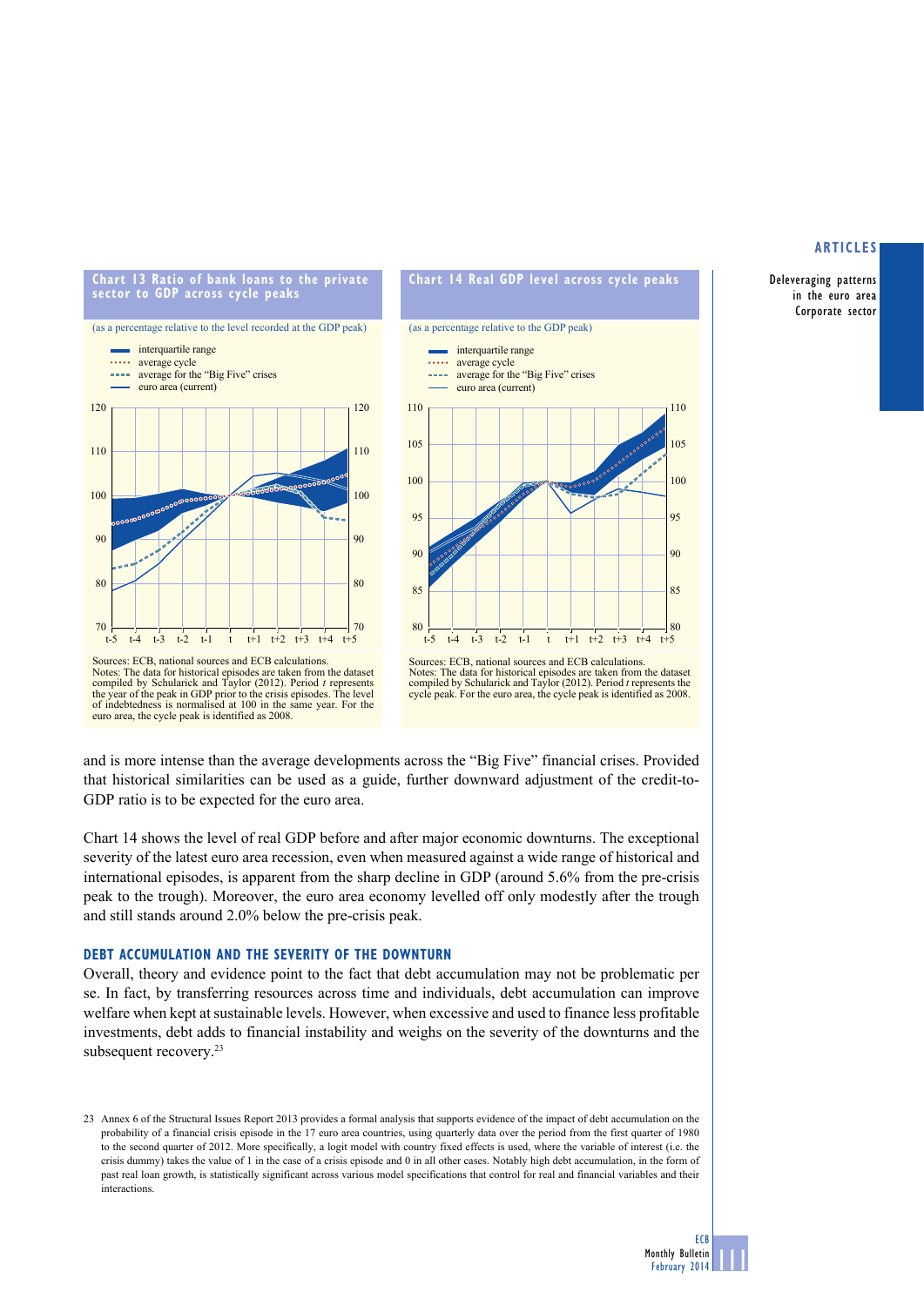**Chart 13 Ratio of bank loans to the private sector to GDP across cycle peaks**

(as a percentage relative to the level recorded at the GDP peak)

- interquartile range
- average cycle
- average for the "Big Five" crises
- euro area (current)

Sources: ECB, national sources and ECB calculations.
Notes: The data for historical episodes are taken from the dataset compiled by Schularick and Taylor (2012). Period *t* represents the year of the peak in GDP prior to the crisis episodes. The level of indebtedness is normalised at 100 in the same year. For the euro area, the cycle peak is identified as 2008.

**Chart 14 Real GDP level across cycle peaks**

(as a percentage relative to the GDP peak)

- interquartile range
- average cycle
- average for the "Big Five" crises
- euro area (current)

Sources: ECB, national sources and ECB calculations.
Notes: The data for historical episodes are taken from the dataset compiled by Schularick and Taylor (2012). Period *t* represents the cycle peak. For the euro area, the cycle peak is identified as 2008.

and is more intense than the average developments across the "Big Five" financial crises. Provided that historical similarities can be used as a guide, further downward adjustment of the credit-to-GDP ratio is to be expected for the euro area.

Chart 14 shows the level of real GDP before and after major economic downturns. The exceptional severity of the latest euro area recession, even when measured against a wide range of historical and international episodes, is apparent from the sharp decline in GDP (around 5.6% from the pre-crisis peak to the trough). Moreover, the euro area economy levelled off only modestly after the trough and still stands around 2.0% below the pre-crisis peak.

## DEBT ACCUMULATION AND THE SEVERITY OF THE DOWNTURN

Overall, theory and evidence point to the fact that debt accumulation may not be problematic per se. In fact, by transferring resources across time and individuals, debt accumulation can improve welfare when kept at sustainable levels. However, when excessive and used to finance less profitable investments, debt adds to financial instability and weighs on the severity of the downturns and the subsequent recovery.[23]

23 Annex 6 of the Structural Issues Report 2013 provides a formal analysis that supports evidence of the impact of debt accumulation on the probability of a financial crisis episode in the 17 euro area countries, using quarterly data over the period from the first quarter of 1980 to the second quarter of 2012. More specifically, a logit model with country fixed effects is used, where the variable of interest (i.e. the crisis dummy) takes the value of 1 in the case of a crisis episode and 0 in all other cases. Notably high debt accumulation, in the form of past real loan growth, is statistically significant across various model specifications that control for real and financial variables and their interactions.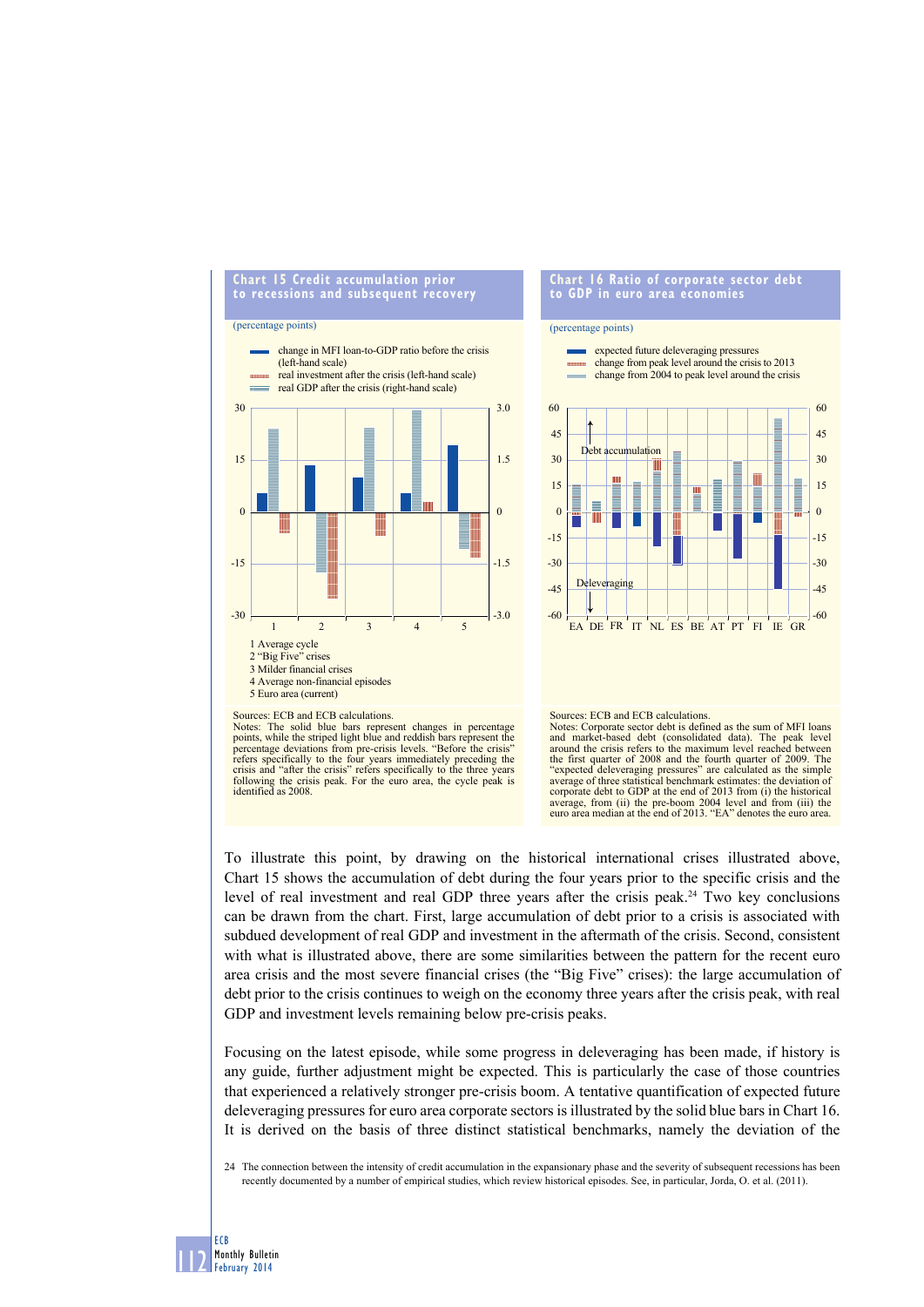**Chart 15 Credit accumulation prior to recessions and subsequent recovery**

(percentage points)

- change in MFI loan-to-GDP ratio before the crisis (left-hand scale)
- real investment after the crisis (left-hand scale)
- real GDP after the crisis (right-hand scale)

1 Average cycle
2 "Big Five" crises
3 Milder financial crises
4 Average non-financial episodes
5 Euro area (current)

Sources: ECB and ECB calculations.
Notes: The solid blue bars represent changes in percentage points, while the striped light blue and reddish bars represent the percentage deviations from pre-crisis levels. "Before the crisis" refers specifically to the four years immediately preceding the crisis peak and "after the crisis" refers specifically to the three years following the crisis peak. For the euro area, the cycle peak is identified as 2008.

**Chart 16 Ratio of corporate sector debt to GDP in euro area economies**

(percentage points)

- expected future deleveraging pressures
- change from peak level around the crisis to 2013
- change from 2004 to peak level around the crisis

Debt accumulation

Deleveraging

EA DE FR IT NL ES BE AT PT FI IE GR

Sources: ECB and ECB calculations.
Notes: Corporate sector debt is defined as the sum of MFI loans and market-based debt (consolidated data). The peak level around the crisis refers to the maximum level reached between the first quarter of 2008 and the fourth quarter of 2009. The "expected deleveraging pressures" are calculated as the simple average of three statistical benchmark estimates: the deviation of corporate debt to GDP at the end of 2013 from (i) the historical average, from (ii) the pre-boom 2004 level and from (iii) the euro area median at the end of 2013. "EA" denotes the euro area.

To illustrate this point, by drawing on the historical international crises illustrated above, Chart 15 shows the accumulation of debt during the four years prior to the specific crisis and the level of real investment and real GDP three years after the crisis peak.[24] Two key conclusions can be drawn from the chart. First, large accumulation of debt prior to a crisis is associated with subdued development of real GDP and investment in the aftermath of the crisis. Second, consistent with what is illustrated above, there are some similarities between the pattern for the recent euro area crisis and the most severe financial crises (the "Big Five" crises): the large accumulation of debt prior to the crisis continues to weigh on the economy three years after the crisis peak, with real GDP and investment levels remaining below pre-crisis peaks.

Focusing on the latest episode, while some progress in deleveraging has been made, if history is any guide, further adjustment might be expected. This is particularly the case of those countries that experienced a relatively stronger pre-crisis boom. A tentative quantification of expected future deleveraging pressures for euro area corporate sectors is illustrated by the solid blue bars in Chart 16. It is derived on the basis of three distinct statistical benchmarks, namely the deviation of the

24 The connection between the intensity of credit accumulation in the expansionary phase and the severity of subsequent recessions has been recently documented by a number of empirical studies, which review historical episodes. See, in particular, Jorda, O. et al. (2011).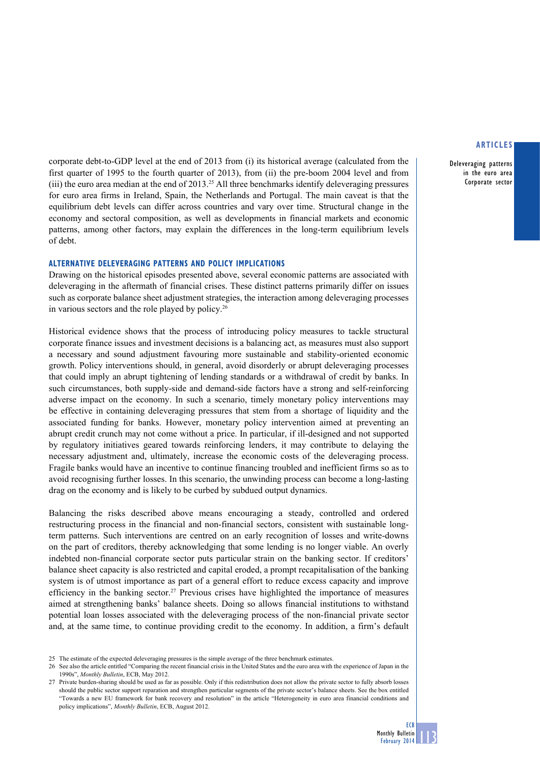corporate debt-to-GDP level at the end of 2013 from (i) its historical average (calculated from the first quarter of 1995 to the fourth quarter of 2013), from (ii) the pre-boom 2004 level and from (iii) the euro area median at the end of 2013.[25] All three benchmarks identify deleveraging pressures for euro area firms in Ireland, Spain, the Netherlands and Portugal. The main caveat is that the equilibrium debt levels can differ across countries and vary over time. Structural change in the economy and sectoral composition, as well as developments in financial markets and economic patterns, among other factors, may explain the differences in the long-term equilibrium levels of debt.

### ALTERNATIVE DELEVERAGING PATTERNS AND POLICY IMPLICATIONS

Drawing on the historical episodes presented above, several economic patterns are associated with deleveraging in the aftermath of financial crises. These distinct patterns primarily differ on issues such as corporate balance sheet adjustment strategies, the interaction among deleveraging processes in various sectors and the role played by policy.[26]

Historical evidence shows that the process of introducing policy measures to tackle structural corporate finance issues and investment decisions is a balancing act, as measures must also support a necessary and sound adjustment favouring more sustainable and stability-oriented economic growth. Policy interventions should, in general, avoid disorderly or abrupt deleveraging processes that could imply an abrupt tightening of lending standards or a withdrawal of credit by banks. In such circumstances, both supply-side and demand-side factors have a strong and self-reinforcing adverse impact on the economy. In such a scenario, timely monetary policy interventions may be effective in containing deleveraging pressures that stem from a shortage of liquidity and the associated funding for banks. However, monetary policy intervention aimed at preventing an abrupt credit crunch may not come without a price. In particular, if ill-designed and not supported by regulatory initiatives geared towards reinforcing lenders, it may contribute to delaying the necessary adjustment and, ultimately, increase the economic costs of the deleveraging process. Fragile banks would have an incentive to continue financing troubled and inefficient firms so as to avoid recognising further losses. In this scenario, the unwinding process can become a long-lasting drag on the economy and is likely to be curbed by subdued output dynamics.

Balancing the risks described above means encouraging a steady, controlled and ordered restructuring process in the financial and non-financial sectors, consistent with sustainable long-term patterns. Such interventions are centred on an early recognition of losses and write-downs on the part of creditors, thereby acknowledging that some lending is no longer viable. An overly indebted non-financial corporate sector puts particular strain on the banking sector. If creditors' balance sheet capacity is also restricted and capital eroded, a prompt recapitalisation of the banking system is of utmost importance as part of a general effort to reduce excess capacity and improve efficiency in the banking sector.[27] Previous crises have highlighted the importance of measures aimed at strengthening banks' balance sheets. Doing so allows financial institutions to withstand potential loan losses associated with the deleveraging process of the non-financial private sector and, at the same time, to continue providing credit to the economy. In addition, a firm's default

25 The estimate of the expected deleveraging pressures is the simple average of the three benchmark estimates.

26 See also the article entitled "Comparing the recent financial crisis in the United States and the euro area with the experience of Japan in the 1990s", *Monthly Bulletin*, ECB, May 2012.

27 Private burden-sharing should be used as far as possible. Only if this redistribution does not allow the private sector to fully absorb losses should the public sector support reparation and strengthen particular segments of the private sector's balance sheets. See the box entitled "Towards a new EU framework for bank recovery and resolution" in the article "Heterogeneity in euro area financial conditions and policy implications", *Monthly Bulletin*, ECB, August 2012.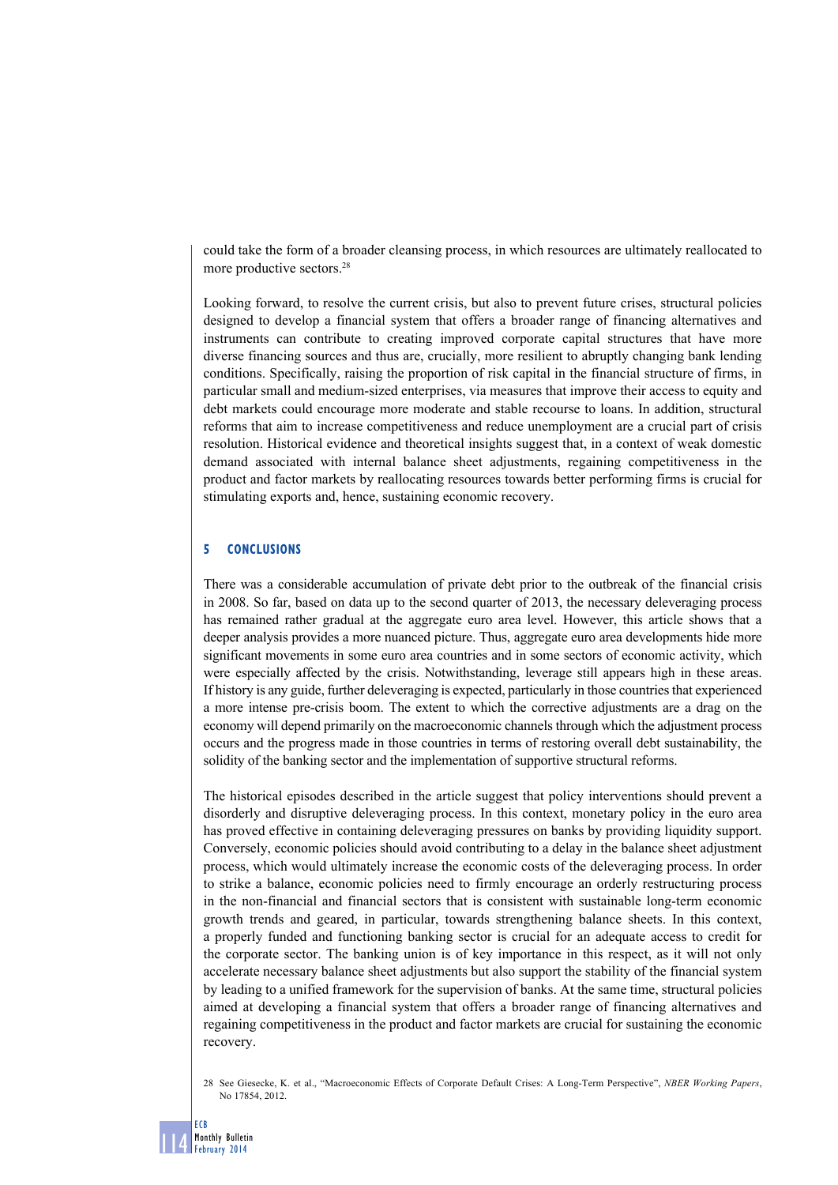could take the form of a broader cleansing process, in which resources are ultimately reallocated to more productive sectors.[28]

Looking forward, to resolve the current crisis, but also to prevent future crises, structural policies designed to develop a financial system that offers a broader range of financing alternatives and instruments can contribute to creating improved corporate capital structures that have more diverse financing sources and thus are, crucially, more resilient to abruptly changing bank lending conditions. Specifically, raising the proportion of risk capital in the financial structure of firms, in particular small and medium-sized enterprises, via measures that improve their access to equity and debt markets could encourage more moderate and stable recourse to loans. In addition, structural reforms that aim to increase competitiveness and reduce unemployment are a crucial part of crisis resolution. Historical evidence and theoretical insights suggest that, in a context of weak domestic demand associated with internal balance sheet adjustments, regaining competitiveness in the product and factor markets by reallocating resources towards better performing firms is crucial for stimulating exports and, hence, sustaining economic recovery.

## 5 CONCLUSIONS

There was a considerable accumulation of private debt prior to the outbreak of the financial crisis in 2008. So far, based on data up to the second quarter of 2013, the necessary deleveraging process has remained rather gradual at the aggregate euro area level. However, this article shows that a deeper analysis provides a more nuanced picture. Thus, aggregate euro area developments hide more significant movements in some euro area countries and in some sectors of economic activity, which were especially affected by the crisis. Notwithstanding, leverage still appears high in these areas. If history is any guide, further deleveraging is expected, particularly in those countries that experienced a more intense pre-crisis boom. The extent to which the corrective adjustments are a drag on the economy will depend primarily on the macroeconomic channels through which the adjustment process occurs and the progress made in those countries in terms of restoring overall debt sustainability, the solidity of the banking sector and the implementation of supportive structural reforms.

The historical episodes described in the article suggest that policy interventions should prevent a disorderly and disruptive deleveraging process. In this context, monetary policy in the euro area has proved effective in containing deleveraging pressures on banks by providing liquidity support. Conversely, economic policies should avoid contributing to a delay in the balance sheet adjustment process, which would ultimately increase the economic costs of the deleveraging process. In order to strike a balance, economic policies need to firmly encourage an orderly restructuring process in the non-financial and financial sectors that is consistent with sustainable long-term economic growth trends and geared, in particular, towards strengthening balance sheets. In this context, a properly funded and functioning banking sector is crucial for an adequate access to credit for the corporate sector. The banking union is of key importance in this respect, as it will not only accelerate necessary balance sheet adjustments but also support the stability of the financial system by leading to a unified framework for the supervision of banks. At the same time, structural policies aimed at developing a financial system that offers a broader range of financing alternatives and regaining competitiveness in the product and factor markets are crucial for sustaining the economic recovery.

28 See Giesecke, K. et al., "Macroeconomic Effects of Corporate Default Crises: A Long-Term Perspective", *NBER Working Papers*, No 17854, 2012.